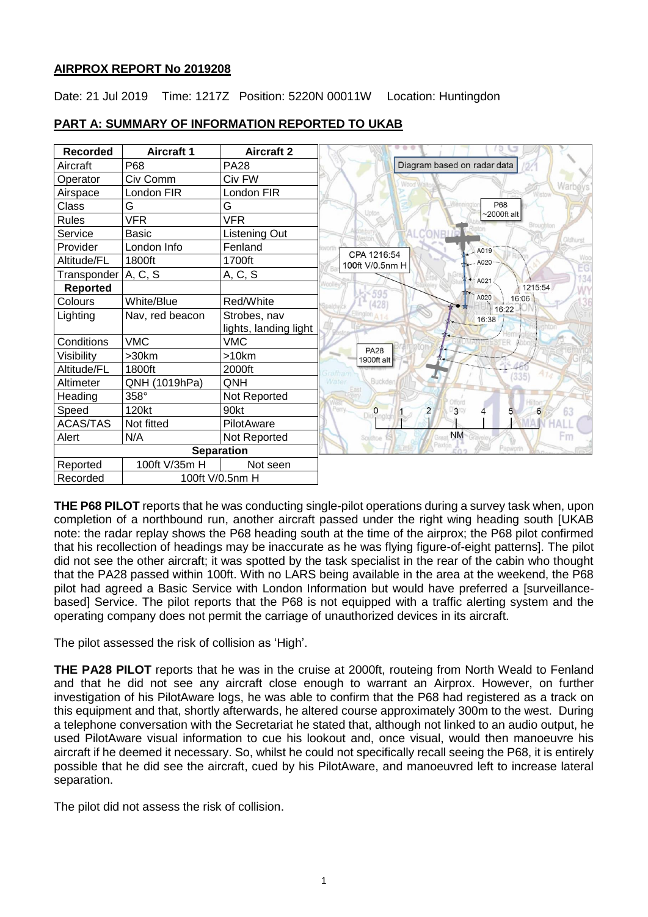## AIRPROX REPORT No 2019208

Date: 21 Jul 2019 Time: 1217Z Position: 5220N 00011W Location: Huntingdon

## PART A: SUMMARY OF INFORMATION REPORTED TO UKAB

| Recorded | Aircraft 1 | Aircraft 2 |
|---|---|---|
| Aircraft | P68 | PA28 |
| Operator | Civ Comm | Civ FW |
| Airspace | London FIR | London FIR |
| Class | G | G |
| Rules | VFR | VFR |
| Service | Basic | Listening Out |
| Provider | London Info | Fenland |
| Altitude/FL | 1800ft | 1700ft |
| Transponder | A, C, S | A, C, S |
| **Reported** | | |
| Colours | White/Blue | Red/White |
| Lighting | Nav, red beacon | Strobes, nav lights, landing light |
| Conditions | VMC | VMC |
| Visibility | >30km | >10km |
| Altitude/FL | 1800ft | 2000ft |
| Altimeter | QNH (1019hPa) | QNH |
| Heading | 358° | Not Reported |
| Speed | 120kt | 90kt |
| ACAS/TAS | Not fitted | PilotAware |
| Alert | N/A | Not Reported |
| **Separation** | | |
| Reported | 100ft V/35m H | Not seen |
| Recorded | 100ft V/0.5nm H | |

Diagram based on radar data

**THE P68 PILOT** reports that he was conducting single-pilot operations during a survey task when, upon completion of a northbound run, another aircraft passed under the right wing heading south [UKAB note: the radar replay shows the P68 heading south at the time of the airprox; the P68 pilot confirmed that his recollection of headings may be inaccurate as he was flying figure-of-eight patterns]. The pilot did not see the other aircraft; it was spotted by the task specialist in the rear of the cabin who thought that the PA28 passed within 100ft. With no LARS being available in the area at the weekend, the P68 pilot had agreed a Basic Service with London Information but would have preferred a [surveillance-based] Service. The pilot reports that the P68 is not equipped with a traffic alerting system and the operating company does not permit the carriage of unauthorized devices in its aircraft.

The pilot assessed the risk of collision as 'High'.

**THE PA28 PILOT** reports that he was in the cruise at 2000ft, routeing from North Weald to Fenland and that he did not see any aircraft close enough to warrant an Airprox. However, on further investigation of his PilotAware logs, he was able to confirm that the P68 had registered as a track on this equipment and that, shortly afterwards, he altered course approximately 300m to the west. During a telephone conversation with the Secretariat he stated that, although not linked to an audio output, he used PilotAware visual information to cue his lookout and, once visual, would then manoeuvre his aircraft if he deemed it necessary. So, whilst he could not specifically recall seeing the P68, it is entirely possible that he did see the aircraft, cued by his PilotAware, and manoeuvred left to increase lateral separation.

The pilot did not assess the risk of collision.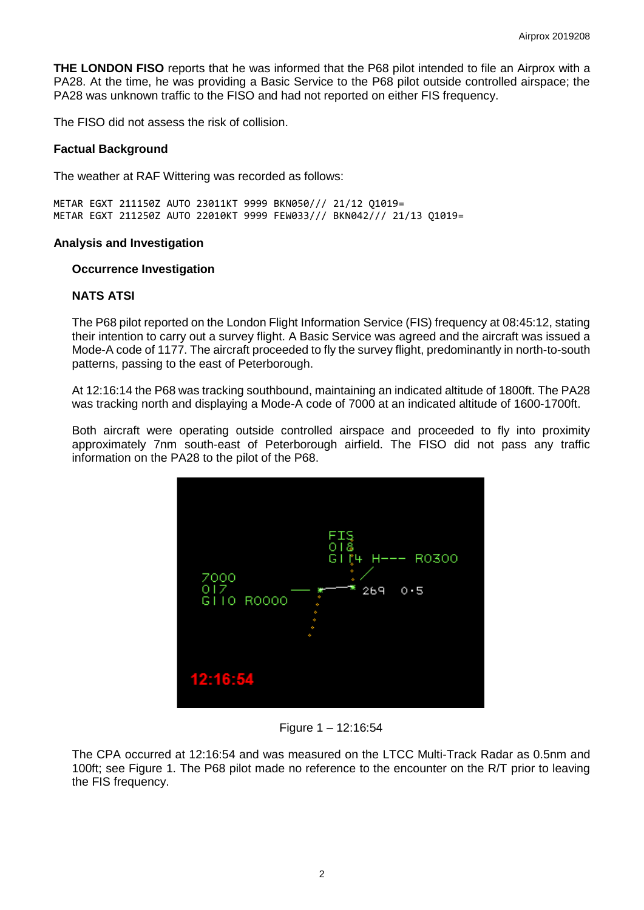**THE LONDON FISO** reports that he was informed that the P68 pilot intended to file an Airprox with a PA28. At the time, he was providing a Basic Service to the P68 pilot outside controlled airspace; the PA28 was unknown traffic to the FISO and had not reported on either FIS frequency.

The FISO did not assess the risk of collision.

### Factual Background

The weather at RAF Wittering was recorded as follows:

```
METAR EGXT 211150Z AUTO 23011KT 9999 BKN050/// 21/12 Q1019=
METAR EGXT 211250Z AUTO 22010KT 9999 FEW033/// BKN042/// 21/13 Q1019=
```

### Analysis and Investigation

#### Occurrence Investigation

#### NATS ATSI

The P68 pilot reported on the London Flight Information Service (FIS) frequency at 08:45:12, stating their intention to carry out a survey flight. A Basic Service was agreed and the aircraft was issued a Mode-A code of 1177. The aircraft proceeded to fly the survey flight, predominantly in north-to-south patterns, passing to the east of Peterborough.

At 12:16:14 the P68 was tracking southbound, maintaining an indicated altitude of 1800ft. The PA28 was tracking north and displaying a Mode-A code of 7000 at an indicated altitude of 1600-1700ft.

Both aircraft were operating outside controlled airspace and proceeded to fly into proximity approximately 7nm south-east of Peterborough airfield. The FISO did not pass any traffic information on the PA28 to the pilot of the P68.

Figure 1 – 12:16:54

The CPA occurred at 12:16:54 and was measured on the LTCC Multi-Track Radar as 0.5nm and 100ft; see Figure 1. The P68 pilot made no reference to the encounter on the R/T prior to leaving the FIS frequency.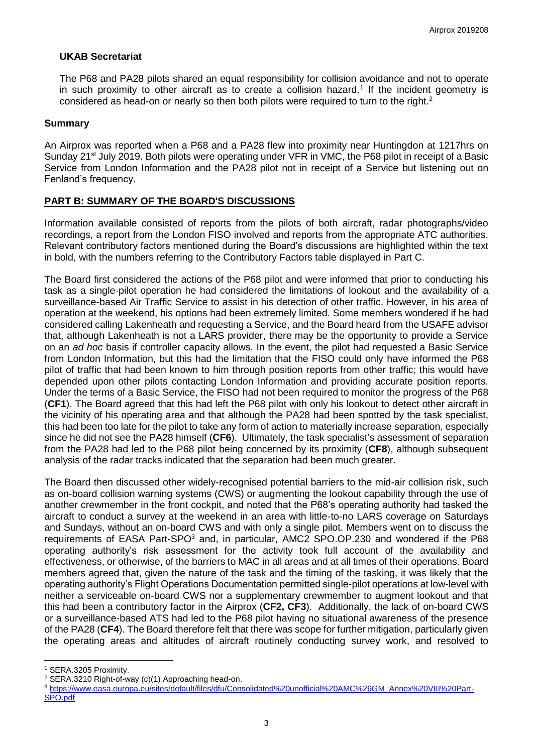### UKAB Secretariat

The P68 and PA28 pilots shared an equal responsibility for collision avoidance and not to operate in such proximity to other aircraft as to create a collision hazard.[1] If the incident geometry is considered as head-on or nearly so then both pilots were required to turn to the right.[2]

### Summary

An Airprox was reported when a P68 and a PA28 flew into proximity near Huntingdon at 1217hrs on Sunday 21st July 2019. Both pilots were operating under VFR in VMC, the P68 pilot in receipt of a Basic Service from London Information and the PA28 pilot not in receipt of a Service but listening out on Fenland's frequency.

## PART B: SUMMARY OF THE BOARD'S DISCUSSIONS

Information available consisted of reports from the pilots of both aircraft, radar photographs/video recordings, a report from the London FISO involved and reports from the appropriate ATC authorities. Relevant contributory factors mentioned during the Board's discussions are highlighted within the text in bold, with the numbers referring to the Contributory Factors table displayed in Part C.

The Board first considered the actions of the P68 pilot and were informed that prior to conducting his task as a single-pilot operation he had considered the limitations of lookout and the availability of a surveillance-based Air Traffic Service to assist in his detection of other traffic. However, in his area of operation at the weekend, his options had been extremely limited. Some members wondered if he had considered calling Lakenheath and requesting a Service, and the Board heard from the USAFE advisor that, although Lakenheath is not a LARS provider, there may be the opportunity to provide a Service on an *ad hoc* basis if controller capacity allows. In the event, the pilot had requested a Basic Service from London Information, but this had the limitation that the FISO could only have informed the P68 pilot of traffic that had been known to him through position reports from other traffic; this would have depended upon other pilots contacting London Information and providing accurate position reports. Under the terms of a Basic Service, the FISO had not been required to monitor the progress of the P68 (**CF1**). The Board agreed that this had left the P68 pilot with only his lookout to detect other aircraft in the vicinity of his operating area and that although the PA28 had been spotted by the task specialist, this had been too late for the pilot to take any form of action to materially increase separation, especially since he did not see the PA28 himself (**CF6**). Ultimately, the task specialist's assessment of separation from the PA28 had led to the P68 pilot being concerned by its proximity (**CF8**), although subsequent analysis of the radar tracks indicated that the separation had been much greater.

The Board then discussed other widely-recognised potential barriers to the mid-air collision risk, such as on-board collision warning systems (CWS) or augmenting the lookout capability through the use of another crewmember in the front cockpit, and noted that the P68's operating authority had tasked the aircraft to conduct a survey at the weekend in an area with little-to-no LARS coverage on Saturdays and Sundays, without an on-board CWS and with only a single pilot. Members went on to discuss the requirements of EASA Part-SPO[3] and, in particular, AMC2 SPO.OP.230 and wondered if the P68 operating authority's risk assessment for the activity took full account of the availability and effectiveness, or otherwise, of the barriers to MAC in all areas and at all times of their operations. Board members agreed that, given the nature of the task and the timing of the tasking, it was likely that the operating authority's Flight Operations Documentation permitted single-pilot operations at low-level with neither a serviceable on-board CWS nor a supplementary crewmember to augment lookout and that this had been a contributory factor in the Airprox (**CF2, CF3**). Additionally, the lack of on-board CWS or a surveillance-based ATS had led to the P68 pilot having no situational awareness of the presence of the PA28 (**CF4**). The Board therefore felt that there was scope for further mitigation, particularly given the operating areas and altitudes of aircraft routinely conducting survey work, and resolved to

---

[1] SERA.3205 Proximity.

[2] SERA.3210 Right-of-way (c)(1) Approaching head-on.

[3] https://www.easa.europa.eu/sites/default/files/dfu/Consolidated%20unofficial%20AMC%26GM_Annex%20VIII%20Part-SPO.pdf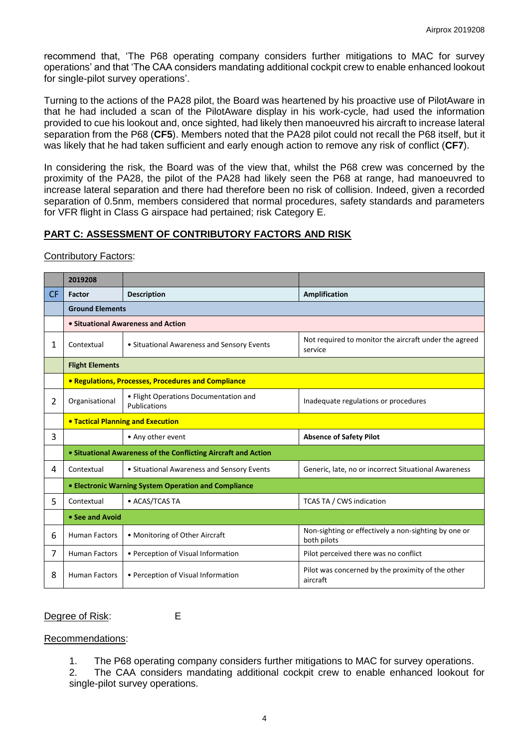recommend that, 'The P68 operating company considers further mitigations to MAC for survey operations' and that 'The CAA considers mandating additional cockpit crew to enable enhanced lookout for single-pilot survey operations'.

Turning to the actions of the PA28 pilot, the Board was heartened by his proactive use of PilotAware in that he had included a scan of the PilotAware display in his work-cycle, had used the information provided to cue his lookout and, once sighted, had likely then manoeuvred his aircraft to increase lateral separation from the P68 (**CF5**). Members noted that the PA28 pilot could not recall the P68 itself, but it was likely that he had taken sufficient and early enough action to remove any risk of conflict (**CF7**).

In considering the risk, the Board was of the view that, whilst the P68 crew was concerned by the proximity of the PA28, the pilot of the PA28 had likely seen the P68 at range, had manoeuvred to increase lateral separation and there had therefore been no risk of collision. Indeed, given a recorded separation of 0.5nm, members considered that normal procedures, safety standards and parameters for VFR flight in Class G airspace had pertained; risk Category E.

## PART C: ASSESSMENT OF CONTRIBUTORY FACTORS AND RISK

Contributory Factors:

| | 2019208 | | |
|---|---|---|---|
| CF | Factor | Description | Amplification |
| | **Ground Elements** | | |
| | **• Situational Awareness and Action** | | |
| 1 | Contextual | • Situational Awareness and Sensory Events | Not required to monitor the aircraft under the agreed service |
| | **Flight Elements** | | |
| | **• Regulations, Processes, Procedures and Compliance** | | |
| 2 | Organisational | • Flight Operations Documentation and Publications | Inadequate regulations or procedures |
| | **• Tactical Planning and Execution** | | |
| 3 | | • Any other event | **Absence of Safety Pilot** |
| | **• Situational Awareness of the Conflicting Aircraft and Action** | | |
| 4 | Contextual | • Situational Awareness and Sensory Events | Generic, late, no or incorrect Situational Awareness |
| | **• Electronic Warning System Operation and Compliance** | | |
| 5 | Contextual | • ACAS/TCAS TA | TCAS TA / CWS indication |
| | **• See and Avoid** | | |
| 6 | Human Factors | • Monitoring of Other Aircraft | Non-sighting or effectively a non-sighting by one or both pilots |
| 7 | Human Factors | • Perception of Visual Information | Pilot perceived there was no conflict |
| 8 | Human Factors | • Perception of Visual Information | Pilot was concerned by the proximity of the other aircraft |

Degree of Risk: E

Recommendations:

1. The P68 operating company considers further mitigations to MAC for survey operations.
2. The CAA considers mandating additional cockpit crew to enable enhanced lookout for single-pilot survey operations.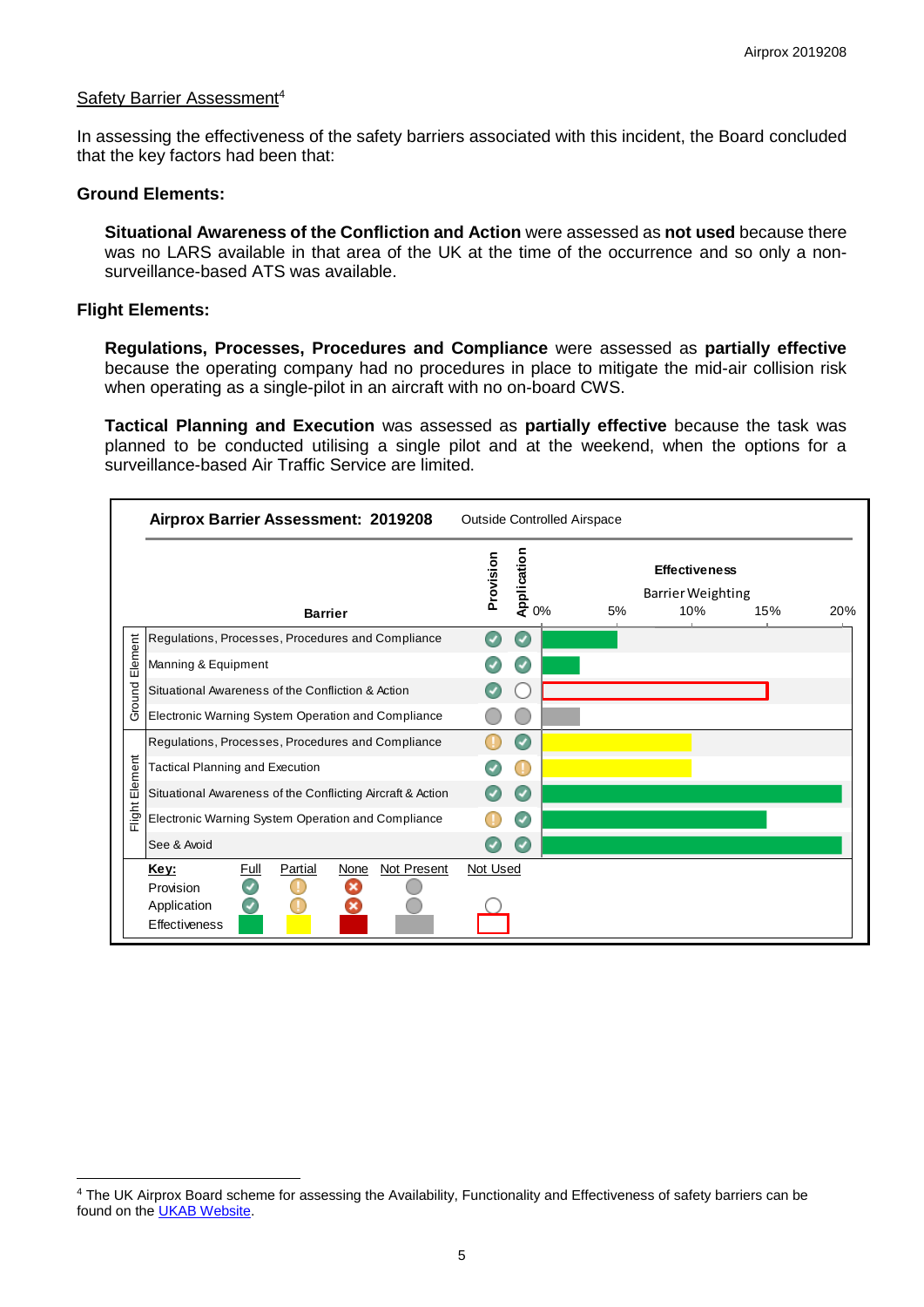Safety Barrier Assessment[4]

In assessing the effectiveness of the safety barriers associated with this incident, the Board concluded that the key factors had been that:

**Ground Elements:**

**Situational Awareness of the Confliction and Action** were assessed as **not used** because there was no LARS available in that area of the UK at the time of the occurrence and so only a non-surveillance-based ATS was available.

**Flight Elements:**

**Regulations, Processes, Procedures and Compliance** were assessed as **partially effective** because the operating company had no procedures in place to mitigate the mid-air collision risk when operating as a single-pilot in an aircraft with no on-board CWS.

**Tactical Planning and Execution** was assessed as **partially effective** because the task was planned to be conducted utilising a single pilot and at the weekend, when the options for a surveillance-based Air Traffic Service are limited.

**Airprox Barrier Assessment: 2019208**

Outside Controlled Airspace

Barrier

Provision

Application

Effectiveness

Barrier Weighting

0%

5%

10%

15%

20%

Ground Element

Regulations, Processes, Procedures and Compliance

Manning & Equipment

Situational Awareness of the Confliction & Action

Electronic Warning System Operation and Compliance

Flight Element

Regulations, Processes, Procedures and Compliance

Tactical Planning and Execution

Situational Awareness of the Conflicting Aircraft & Action

Electronic Warning System Operation and Compliance

See & Avoid

Key: Full, Partial, None, Not Present, Not Used

Provision

Application

Effectiveness

[4] The UK Airprox Board scheme for assessing the Availability, Functionality and Effectiveness of safety barriers can be found on the UKAB Website.